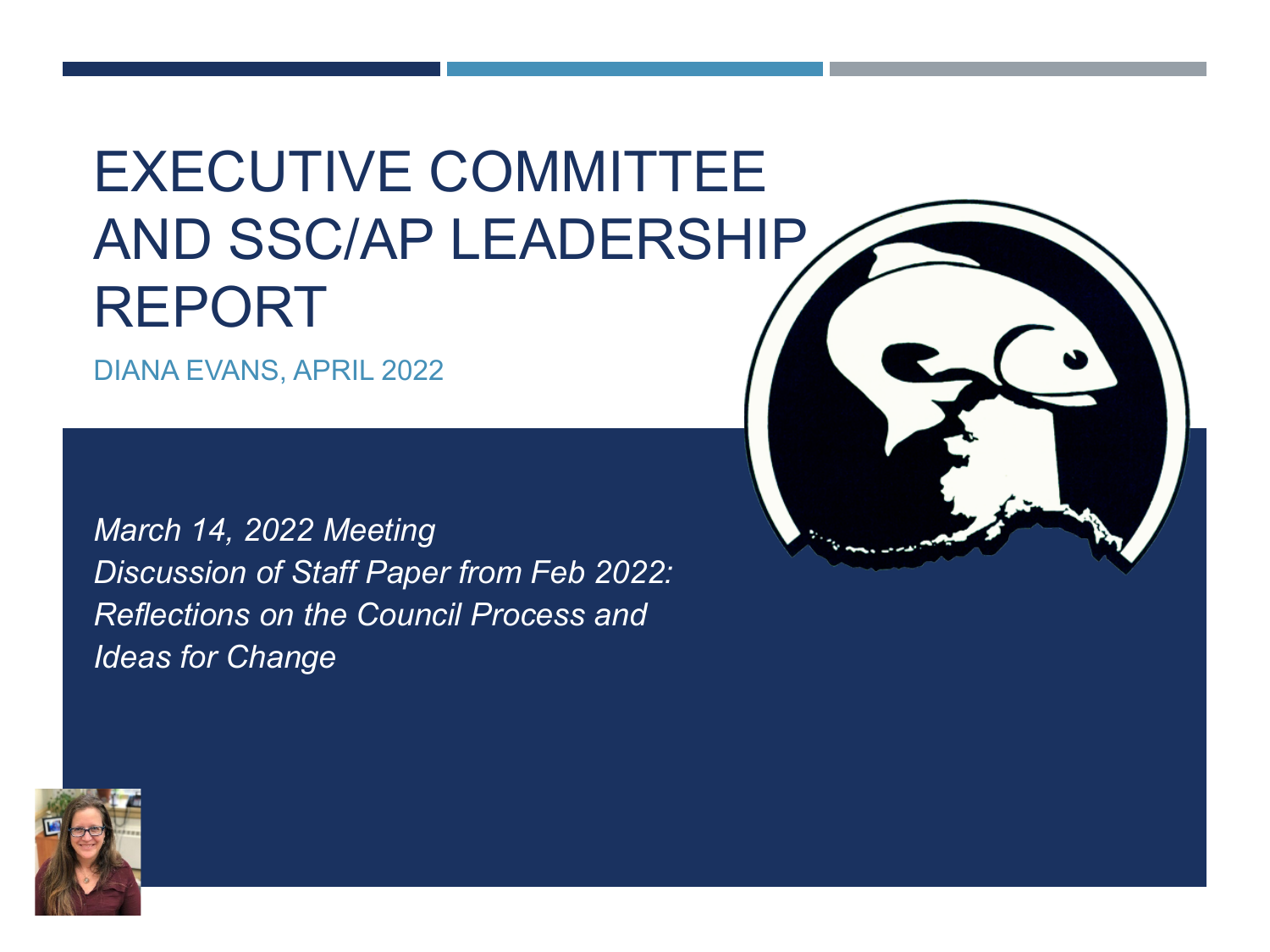# EXECUTIVE COMMITTEE AND SSC/AP LEADERSHIP REPORT

DIANA EVANS, APRIL 2022

*March 14, 2022 Meeting*
*Discussion of Staff Paper from Feb 2022: Reflections on the Council Process and Ideas for Change*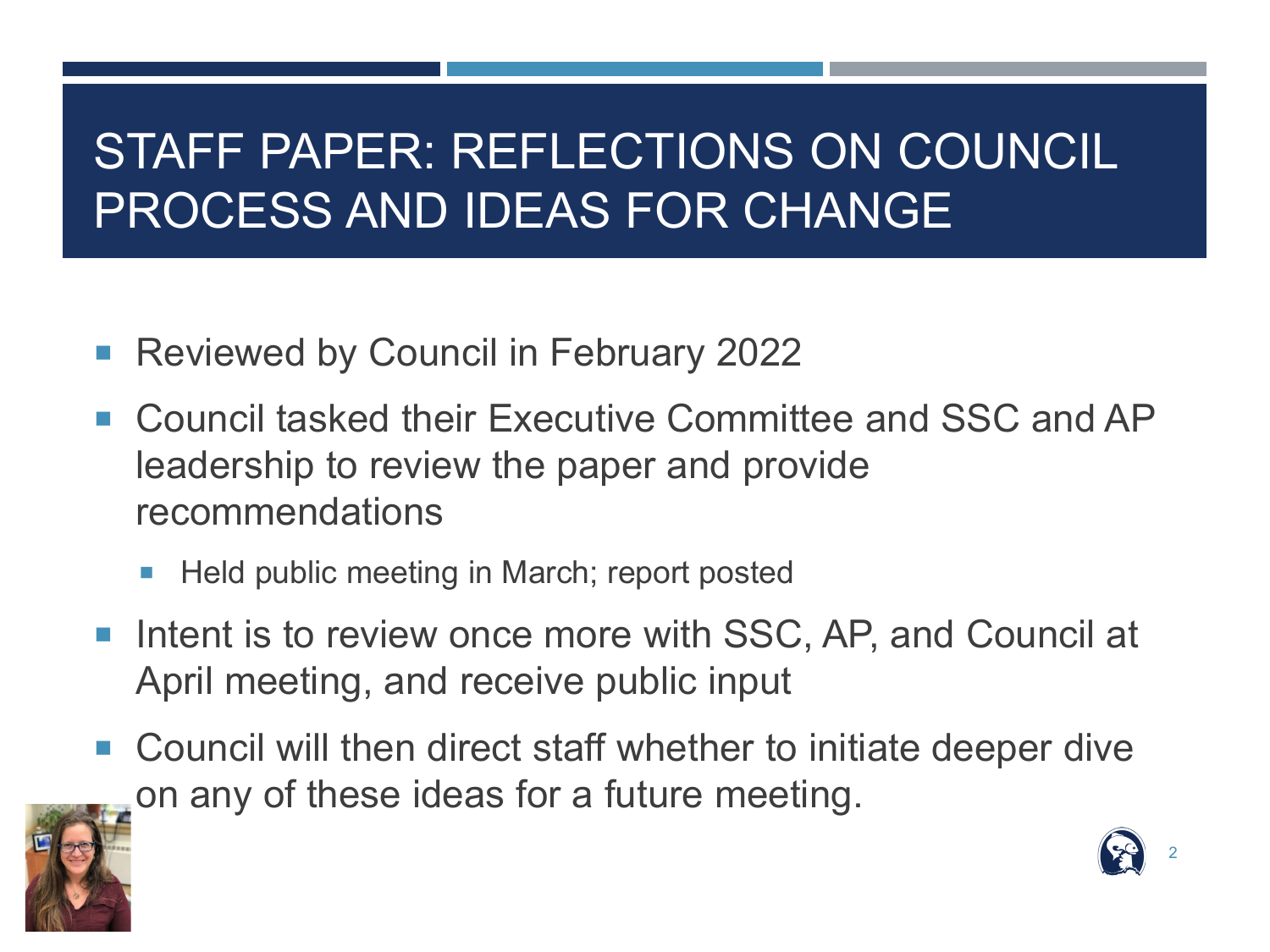# STAFF PAPER: REFLECTIONS ON COUNCIL PROCESS AND IDEAS FOR CHANGE

- Reviewed by Council in February 2022
- Council tasked their Executive Committee and SSC and AP leadership to review the paper and provide recommendations
  - Held public meeting in March; report posted
- Intent is to review once more with SSC, AP, and Council at April meeting, and receive public input
- Council will then direct staff whether to initiate deeper dive on any of these ideas for a future meeting.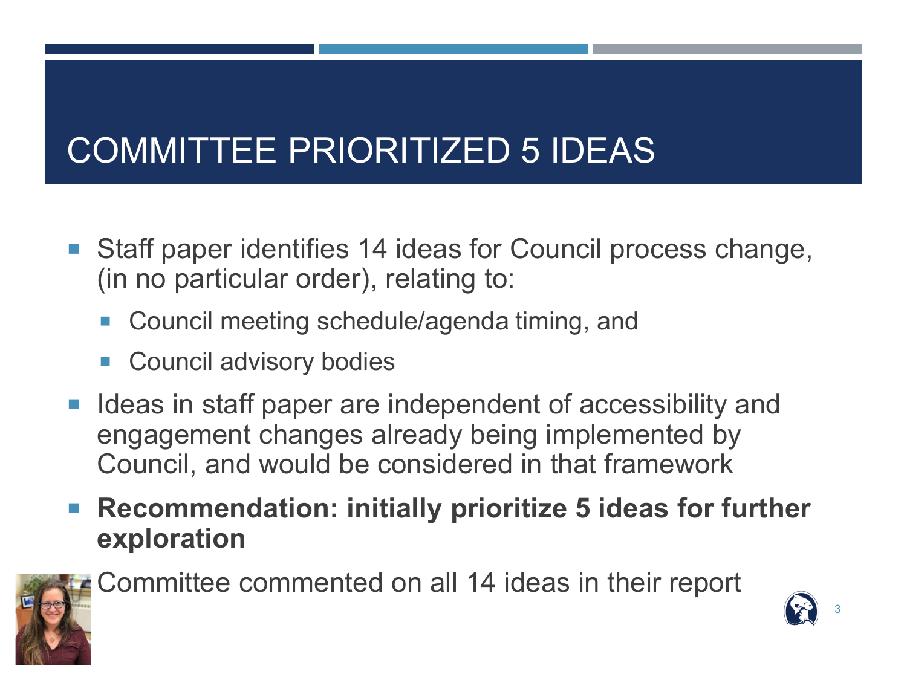# COMMITTEE PRIORITIZED 5 IDEAS

- Staff paper identifies 14 ideas for Council process change, (in no particular order), relating to:
  - Council meeting schedule/agenda timing, and
  - Council advisory bodies
- Ideas in staff paper are independent of accessibility and engagement changes already being implemented by Council, and would be considered in that framework
- **Recommendation: initially prioritize 5 ideas for further exploration**
- Committee commented on all 14 ideas in their report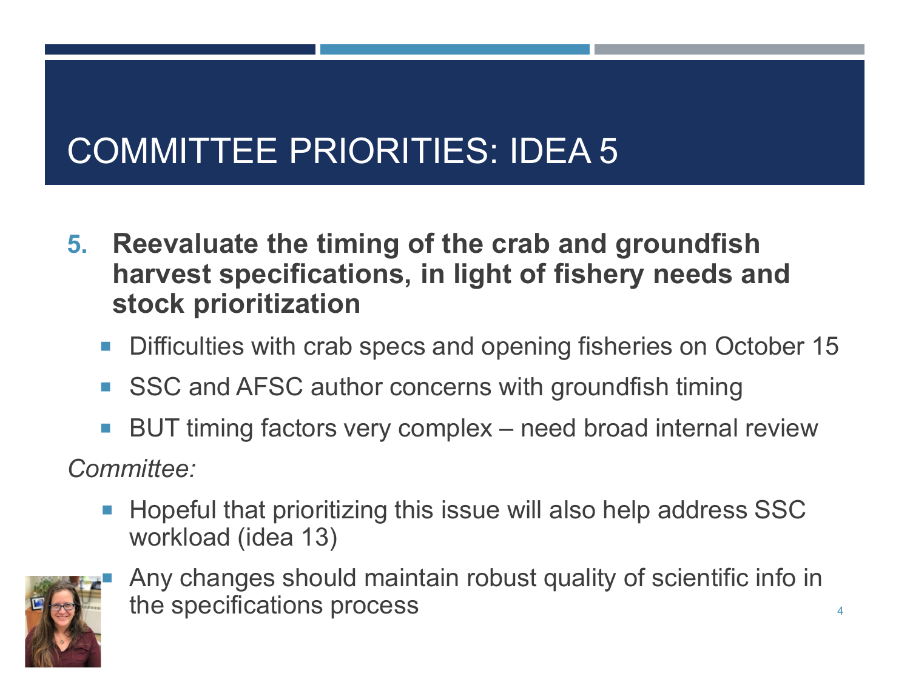# COMMITTEE PRIORITIES: IDEA 5

5. **Reevaluate the timing of the crab and groundfish harvest specifications, in light of fishery needs and stock prioritization**
   - Difficulties with crab specs and opening fisheries on October 15
   - SSC and AFSC author concerns with groundfish timing
   - BUT timing factors very complex – need broad internal review

*Committee:*

- Hopeful that prioritizing this issue will also help address SSC workload (idea 13)
- Any changes should maintain robust quality of scientific info in the specifications process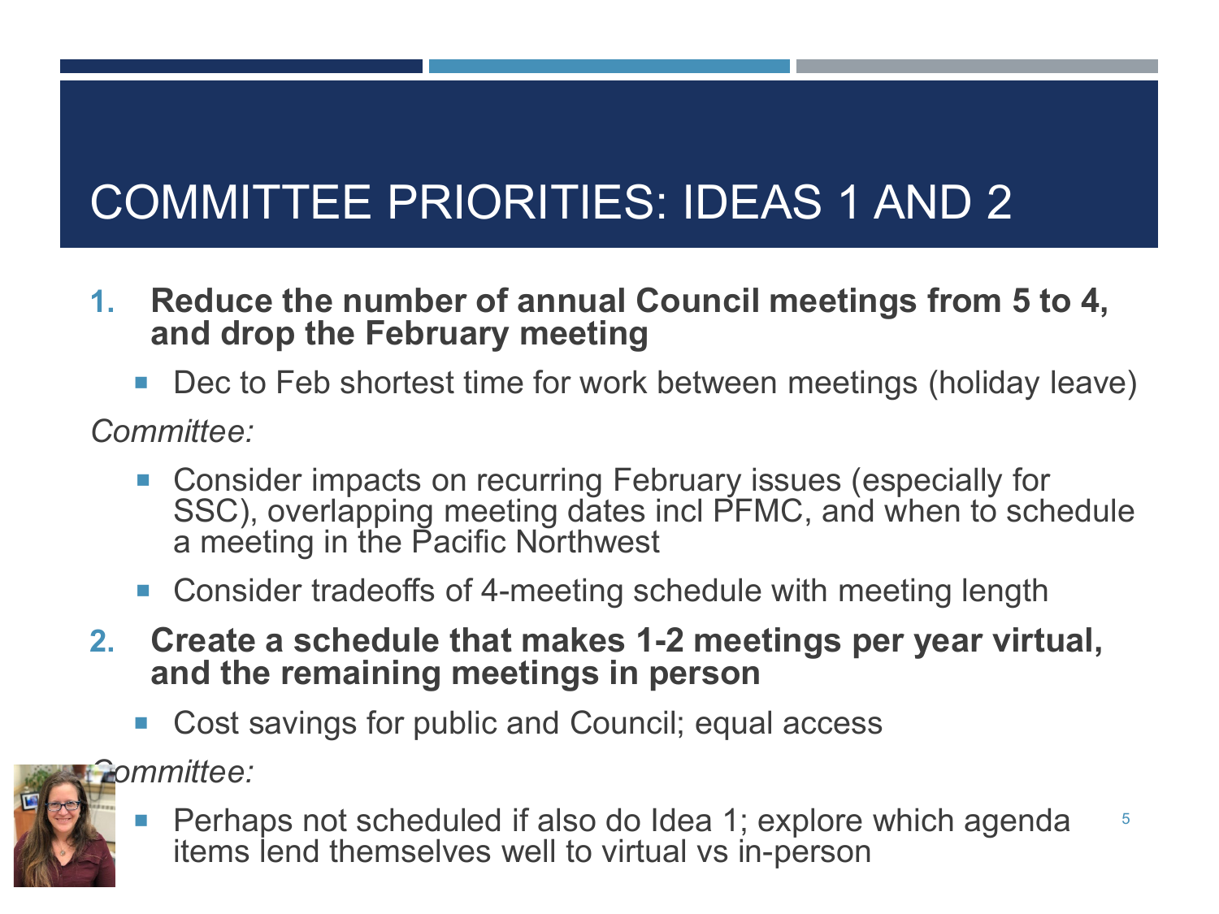# COMMITTEE PRIORITIES: IDEAS 1 AND 2

1. **Reduce the number of annual Council meetings from 5 to 4, and drop the February meeting**
   - Dec to Feb shortest time for work between meetings (holiday leave)

*Committee:*

- Consider impacts on recurring February issues (especially for SSC), overlapping meeting dates incl PFMC, and when to schedule a meeting in the Pacific Northwest
- Consider tradeoffs of 4-meeting schedule with meeting length

2. **Create a schedule that makes 1-2 meetings per year virtual, and the remaining meetings in person**
   - Cost savings for public and Council; equal access

*Committee:*

- Perhaps not scheduled if also do Idea 1; explore which agenda items lend themselves well to virtual vs in-person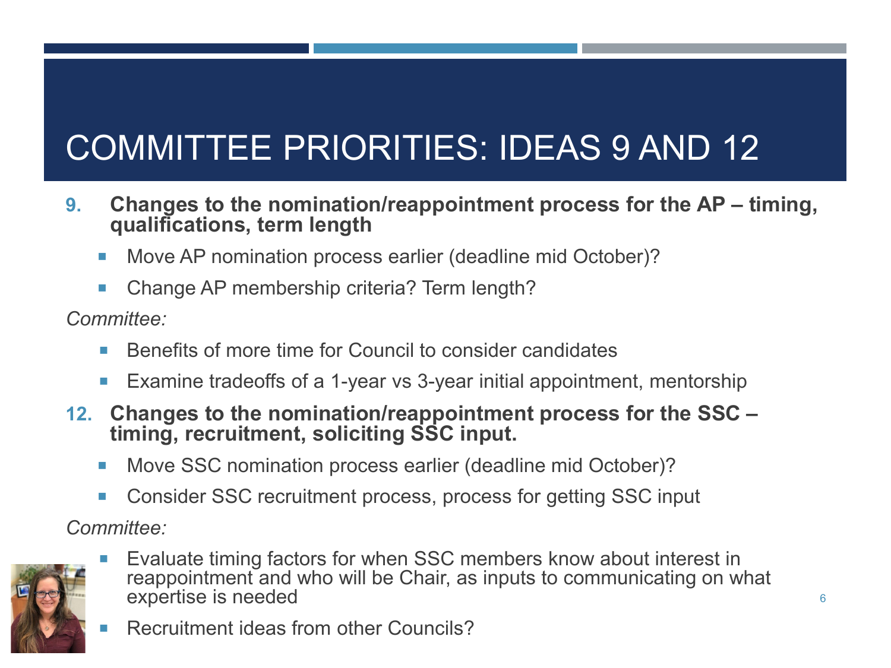# COMMITTEE PRIORITIES: IDEAS 9 AND 12

9. **Changes to the nomination/reappointment process for the AP – timing, qualifications, term length**
   - Move AP nomination process earlier (deadline mid October)?
   - Change AP membership criteria? Term length?

*Committee:*

- Benefits of more time for Council to consider candidates
- Examine tradeoffs of a 1-year vs 3-year initial appointment, mentorship

12. **Changes to the nomination/reappointment process for the SSC – timing, recruitment, soliciting SSC input.**
    - Move SSC nomination process earlier (deadline mid October)?
    - Consider SSC recruitment process, process for getting SSC input

*Committee:*

- Evaluate timing factors for when SSC members know about interest in reappointment and who will be Chair, as inputs to communicating on what expertise is needed
- Recruitment ideas from other Councils?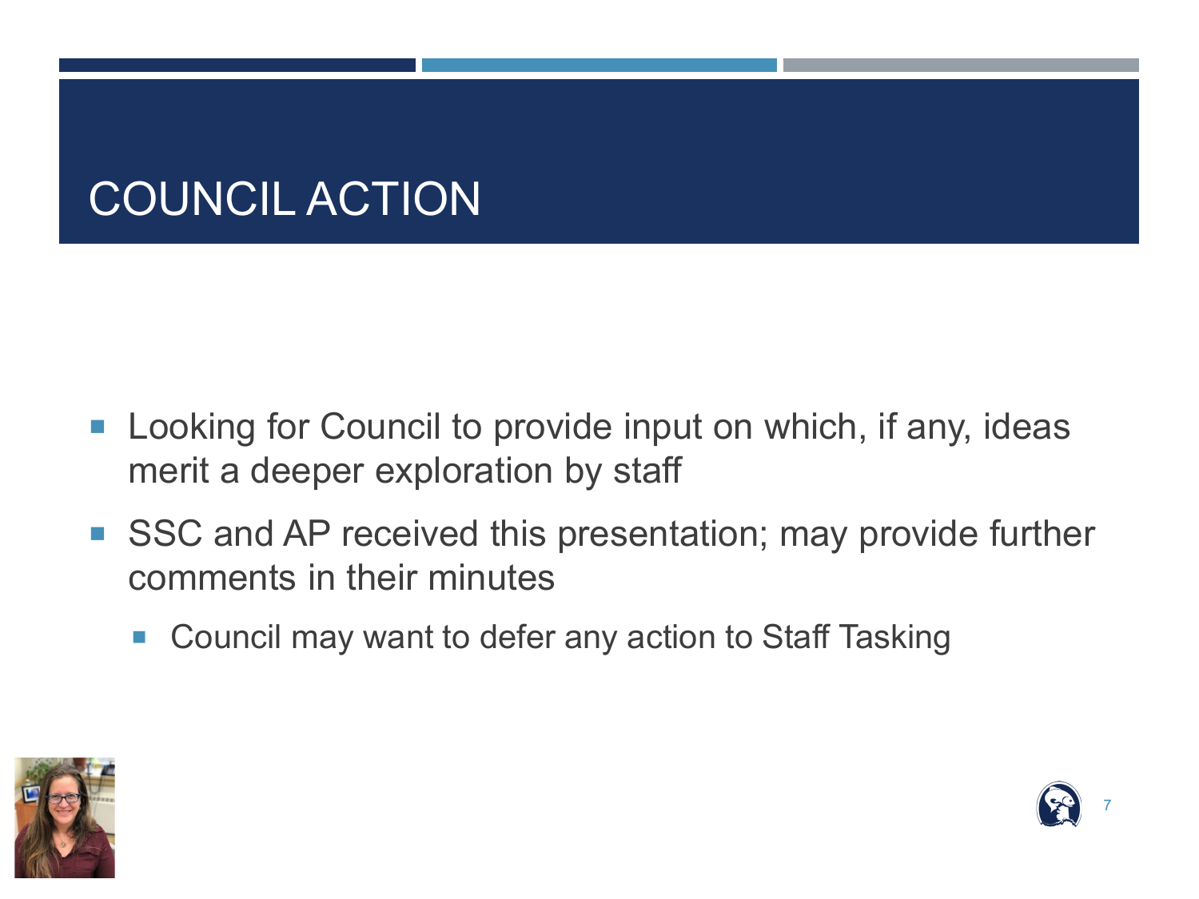# COUNCIL ACTION

- Looking for Council to provide input on which, if any, ideas merit a deeper exploration by staff
- SSC and AP received this presentation; may provide further comments in their minutes
  - Council may want to defer any action to Staff Tasking